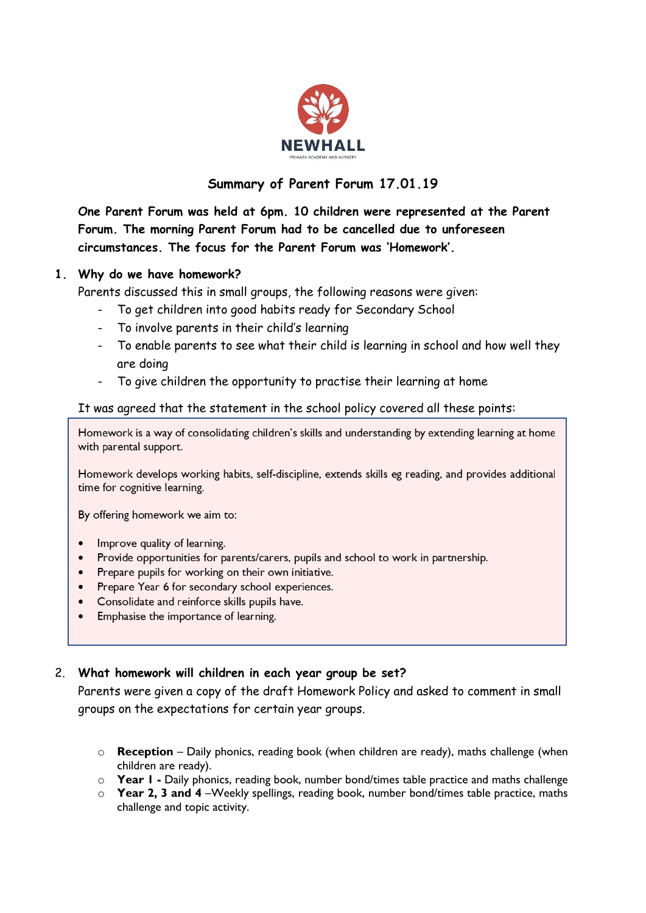NEWHALL

PRIMARY ACADEMY AND NURSERY

# Summary of Parent Forum 17.01.19

**One Parent Forum was held at 6pm. 10 children were represented at the Parent Forum. The morning Parent Forum had to be cancelled due to unforeseen circumstances. The focus for the Parent Forum was 'Homework'.**

## 1. Why do we have homework?

Parents discussed this in small groups, the following reasons were given:

- To get children into good habits ready for Secondary School
- To involve parents in their child's learning
- To enable parents to see what their child is learning in school and how well they are doing
- To give children the opportunity to practise their learning at home

It was agreed that the statement in the school policy covered all these points:

> Homework is a way of consolidating children's skills and understanding by extending learning at home with parental support.
>
> Homework develops working habits, self-discipline, extends skills eg reading, and provides additional time for cognitive learning.
>
> By offering homework we aim to:
>
> - Improve quality of learning.
> - Provide opportunities for parents/carers, pupils and school to work in partnership.
> - Prepare pupils for working on their own initiative.
> - Prepare Year 6 for secondary school experiences.
> - Consolidate and reinforce skills pupils have.
> - Emphasise the importance of learning.

## 2. What homework will children in each year group be set?

Parents were given a copy of the draft Homework Policy and asked to comment in small groups on the expectations for certain year groups.

- **Reception** – Daily phonics, reading book (when children are ready), maths challenge (when children are ready).
- **Year 1 -** Daily phonics, reading book, number bond/times table practice and maths challenge
- **Year 2, 3 and 4** –Weekly spellings, reading book, number bond/times table practice, maths challenge and topic activity.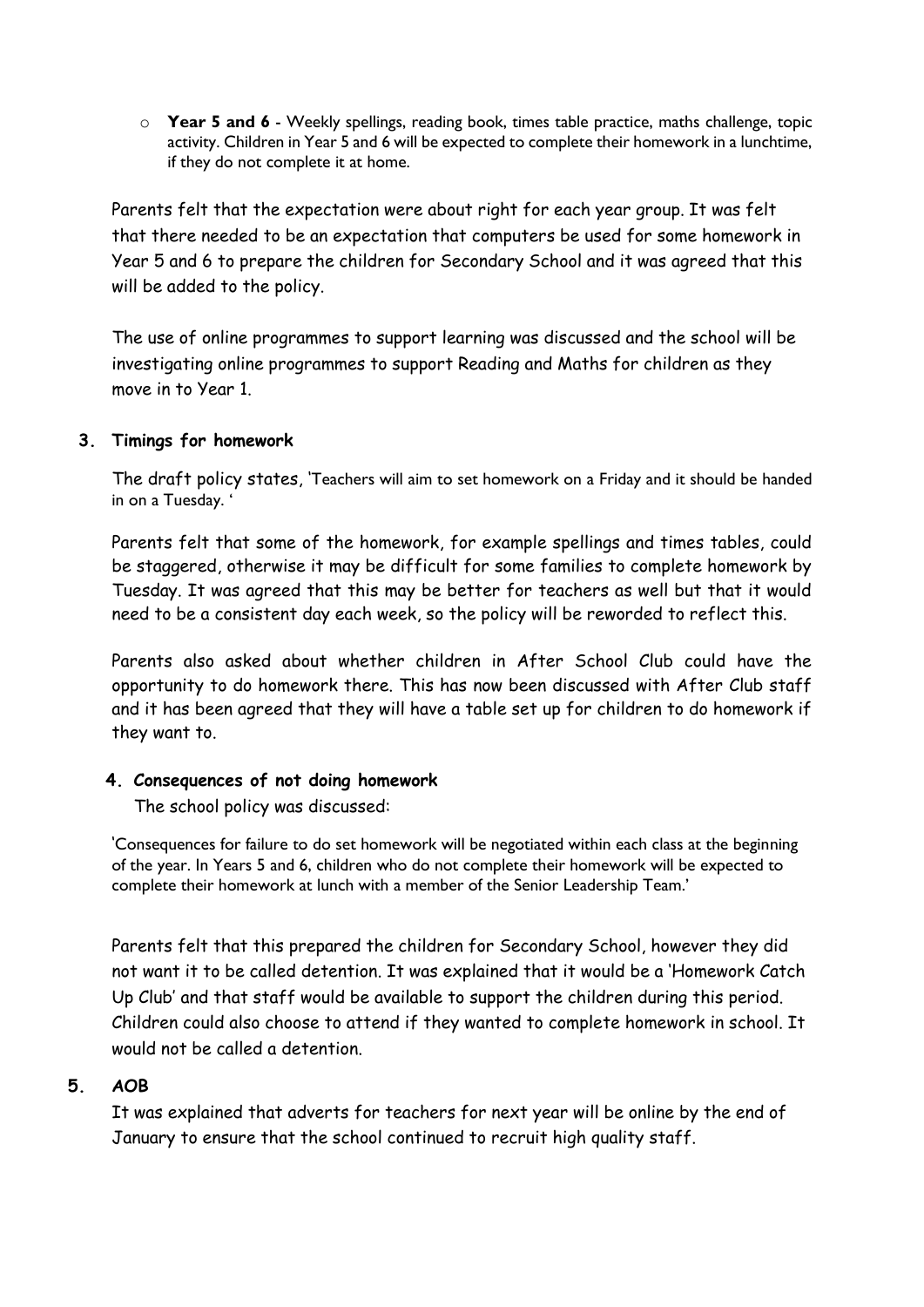- **Year 5 and 6** - Weekly spellings, reading book, times table practice, maths challenge, topic activity. Children in Year 5 and 6 will be expected to complete their homework in a lunchtime, if they do not complete it at home.

Parents felt that the expectation were about right for each year group. It was felt that there needed to be an expectation that computers be used for some homework in Year 5 and 6 to prepare the children for Secondary School and it was agreed that this will be added to the policy.

The use of online programmes to support learning was discussed and the school will be investigating online programmes to support Reading and Maths for children as they move in to Year 1.

### 3. Timings for homework

The draft policy states, 'Teachers will aim to set homework on a Friday and it should be handed in on a Tuesday. '

Parents felt that some of the homework, for example spellings and times tables, could be staggered, otherwise it may be difficult for some families to complete homework by Tuesday. It was agreed that this may be better for teachers as well but that it would need to be a consistent day each week, so the policy will be reworded to reflect this.

Parents also asked about whether children in After School Club could have the opportunity to do homework there. This has now been discussed with After Club staff and it has been agreed that they will have a table set up for children to do homework if they want to.

### 4. *Consequences of not doing homework*

The school policy was discussed:

'Consequences for failure to do set homework will be negotiated within each class at the beginning of the year. In Years 5 and 6, children who do not complete their homework will be expected to complete their homework at lunch with a member of the Senior Leadership Team.'

Parents felt that this prepared the children for Secondary School, however they did not want it to be called detention. It was explained that it would be a 'Homework Catch Up Club' and that staff would be available to support the children during this period. Children could also choose to attend if they wanted to complete homework in school. It would not be called a detention.

### 5. *AOB*

It was explained that adverts for teachers for next year will be online by the end of January to ensure that the school continued to recruit high quality staff.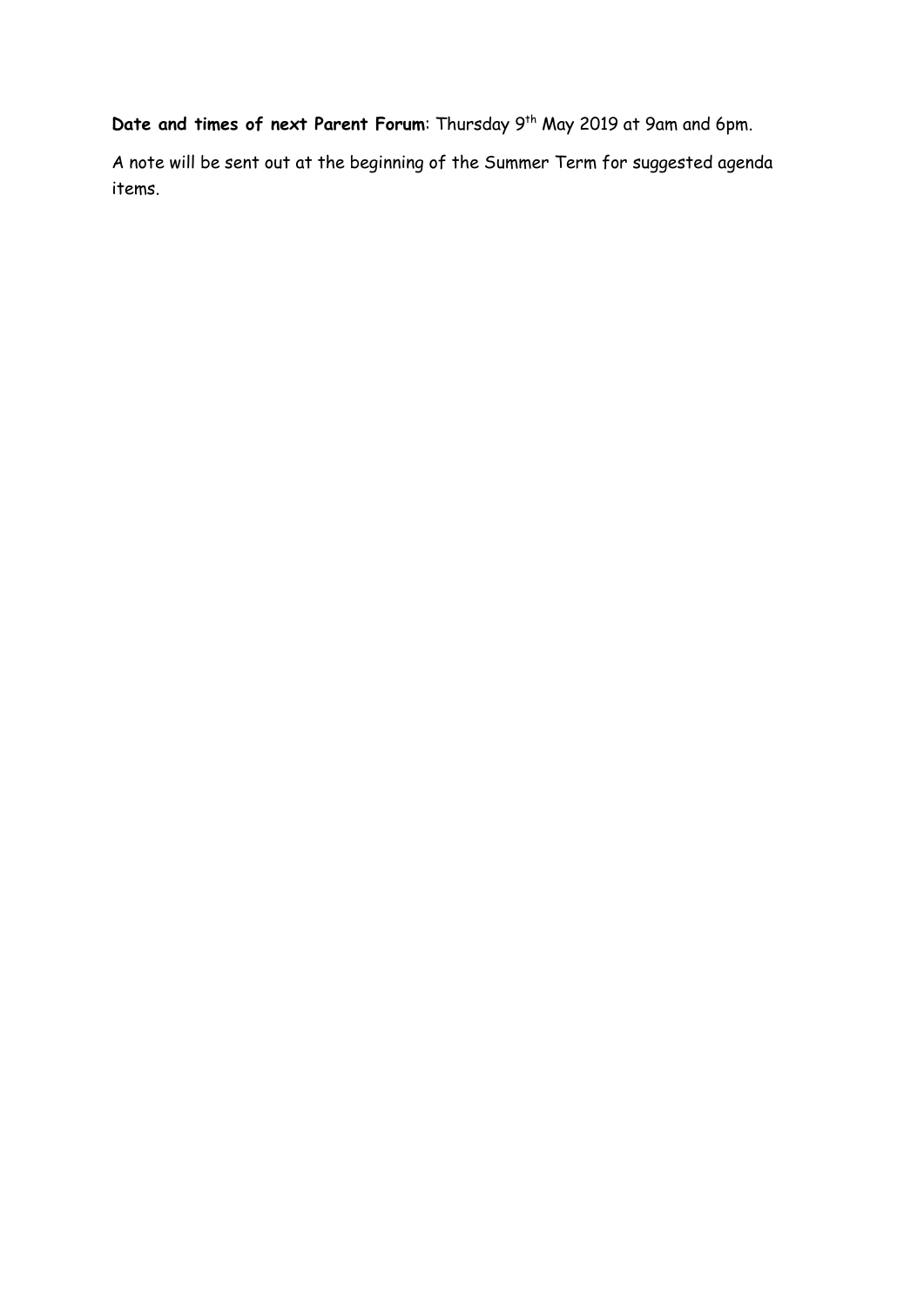**Date and times of next Parent Forum**: Thursday 9th May 2019 at 9am and 6pm.

A note will be sent out at the beginning of the Summer Term for suggested agenda items.